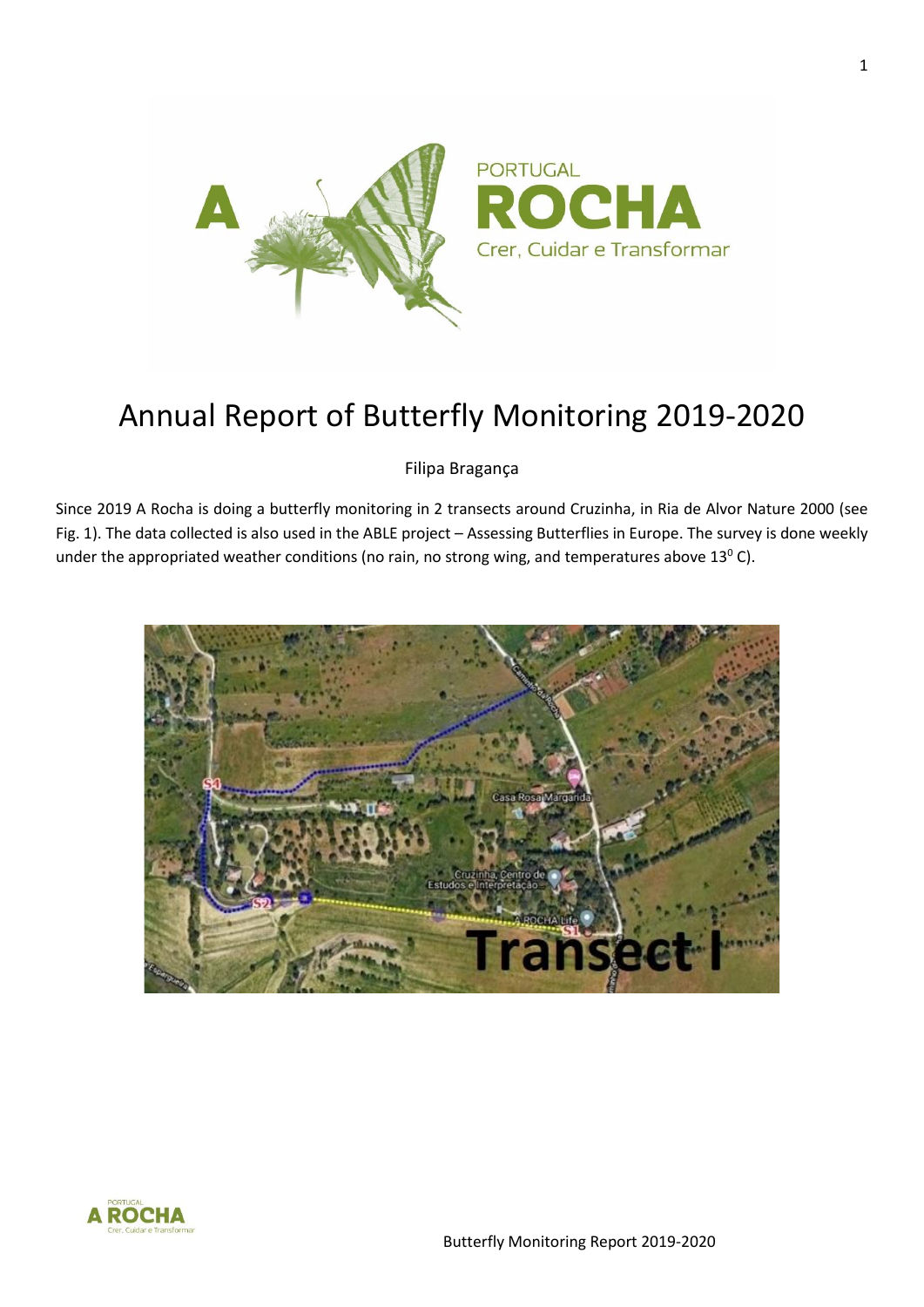# Annual Report of Butterfly Monitoring 2019-2020

Filipa Bragança

Since 2019 A Rocha is doing a butterfly monitoring in 2 transects around Cruzinha, in Ria de Alvor Nature 2000 (see Fig. 1). The data collected is also used in the ABLE project – Assessing Butterflies in Europe. The survey is done weekly under the appropriated weather conditions (no rain, no strong wing, and temperatures above 13$^0$ C).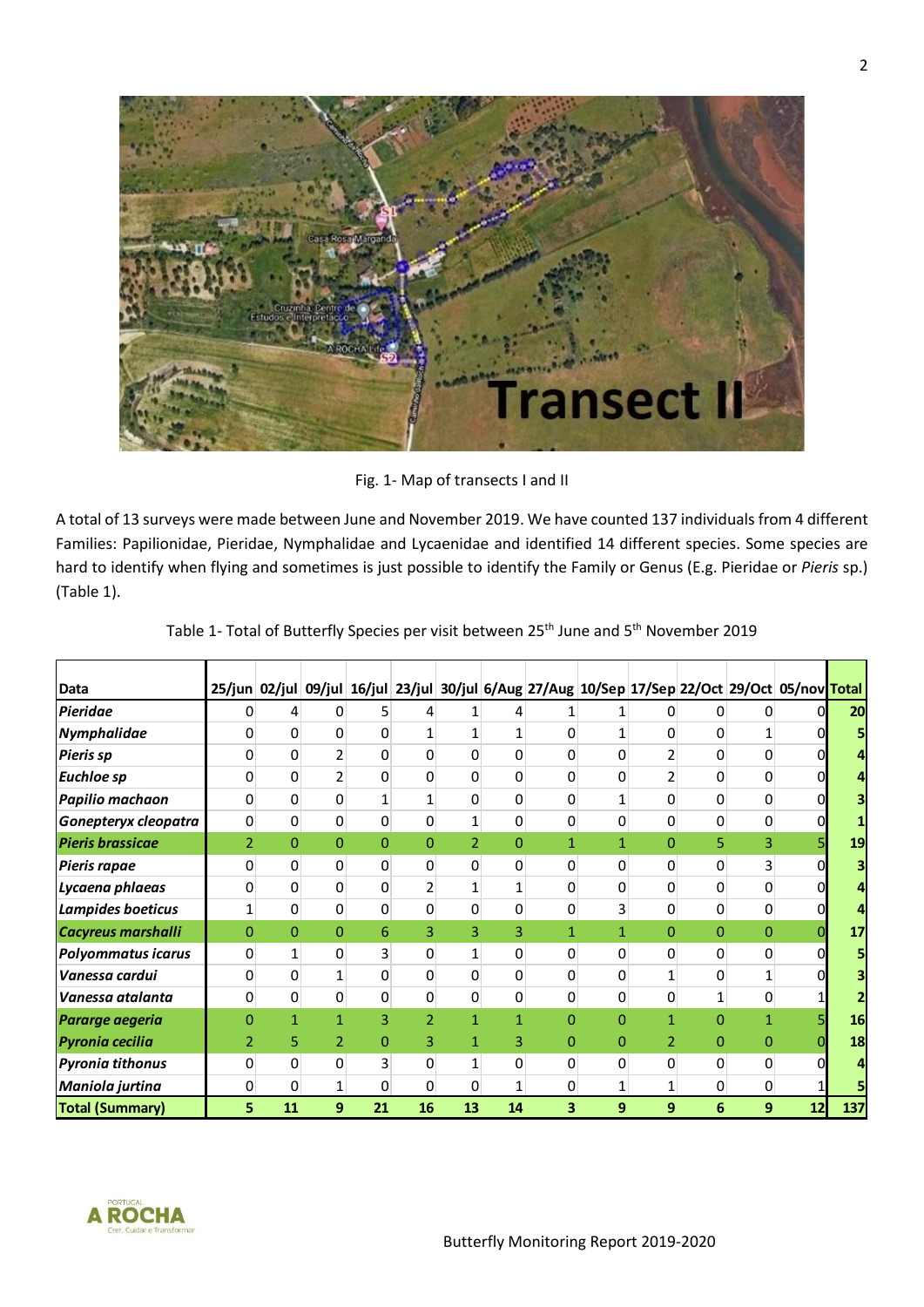Fig. 1- Map of transects I and II

A total of 13 surveys were made between June and November 2019. We have counted 137 individuals from 4 different Families: Papilionidae, Pieridae, Nymphalidae and Lycaenidae and identified 14 different species. Some species are hard to identify when flying and sometimes is just possible to identify the Family or Genus (E.g. Pieridae or *Pieris* sp.) (Table 1).

Table 1- Total of Butterfly Species per visit between 25th June and 5th November 2019

| Data | 25/jun | 02/jul | 09/jul | 16/jul | 23/jul | 30/jul | 6/Aug | 27/Aug | 10/Sep | 17/Sep | 22/Oct | 29/Oct | 05/nov | Total |
|---|---|---|---|---|---|---|---|---|---|---|---|---|---|---|
| ***Pieridae*** | 0 | 4 | 0 | 5 | 4 | 1 | 4 | 1 | 1 | 0 | 0 | 0 | 0 | **20** |
| ***Nymphalidae*** | 0 | 0 | 0 | 0 | 1 | 1 | 1 | 0 | 1 | 0 | 0 | 1 | 0 | **5** |
| ***Pieris sp*** | 0 | 0 | 2 | 0 | 0 | 0 | 0 | 0 | 0 | 2 | 0 | 0 | 0 | **4** |
| ***Euchloe sp*** | 0 | 0 | 2 | 0 | 0 | 0 | 0 | 0 | 0 | 2 | 0 | 0 | 0 | **4** |
| ***Papilio machaon*** | 0 | 0 | 0 | 1 | 1 | 0 | 0 | 0 | 1 | 0 | 0 | 0 | 0 | **3** |
| ***Gonepteryx cleopatra*** | 0 | 0 | 0 | 0 | 0 | 1 | 0 | 0 | 0 | 0 | 0 | 0 | 0 | **1** |
| ***Pieris brassicae*** | 2 | 0 | 0 | 0 | 0 | 2 | 0 | 1 | 1 | 0 | 5 | 3 | 5 | **19** |
| ***Pieris rapae*** | 0 | 0 | 0 | 0 | 0 | 0 | 0 | 0 | 0 | 0 | 0 | 3 | 0 | **3** |
| ***Lycaena phlaeas*** | 0 | 0 | 0 | 0 | 2 | 1 | 1 | 0 | 0 | 0 | 0 | 0 | 0 | **4** |
| ***Lampides boeticus*** | 1 | 0 | 0 | 0 | 0 | 0 | 0 | 0 | 3 | 0 | 0 | 0 | 0 | **4** |
| ***Cacyreus marshalli*** | 0 | 0 | 0 | 6 | 3 | 3 | 3 | 1 | 1 | 0 | 0 | 0 | 0 | **17** |
| ***Polyommatus icarus*** | 0 | 1 | 0 | 3 | 0 | 1 | 0 | 0 | 0 | 0 | 0 | 0 | 0 | **5** |
| ***Vanessa cardui*** | 0 | 0 | 1 | 0 | 0 | 0 | 0 | 0 | 0 | 1 | 0 | 1 | 0 | **3** |
| ***Vanessa atalanta*** | 0 | 0 | 0 | 0 | 0 | 0 | 0 | 0 | 0 | 0 | 1 | 0 | 1 | **2** |
| ***Pararge aegeria*** | 0 | 1 | 1 | 3 | 2 | 1 | 1 | 0 | 0 | 1 | 0 | 1 | 5 | **16** |
| ***Pyronia cecilia*** | 2 | 5 | 2 | 0 | 3 | 1 | 3 | 0 | 0 | 2 | 0 | 0 | 0 | **18** |
| ***Pyronia tithonus*** | 0 | 0 | 0 | 3 | 0 | 1 | 0 | 0 | 0 | 0 | 0 | 0 | 0 | **4** |
| ***Maniola jurtina*** | 0 | 0 | 1 | 0 | 0 | 0 | 1 | 0 | 1 | 1 | 0 | 0 | 1 | **5** |
| **Total (Summary)** | **5** | **11** | **9** | **21** | **16** | **13** | **14** | **3** | **9** | **9** | **6** | **9** | **12** | **137** |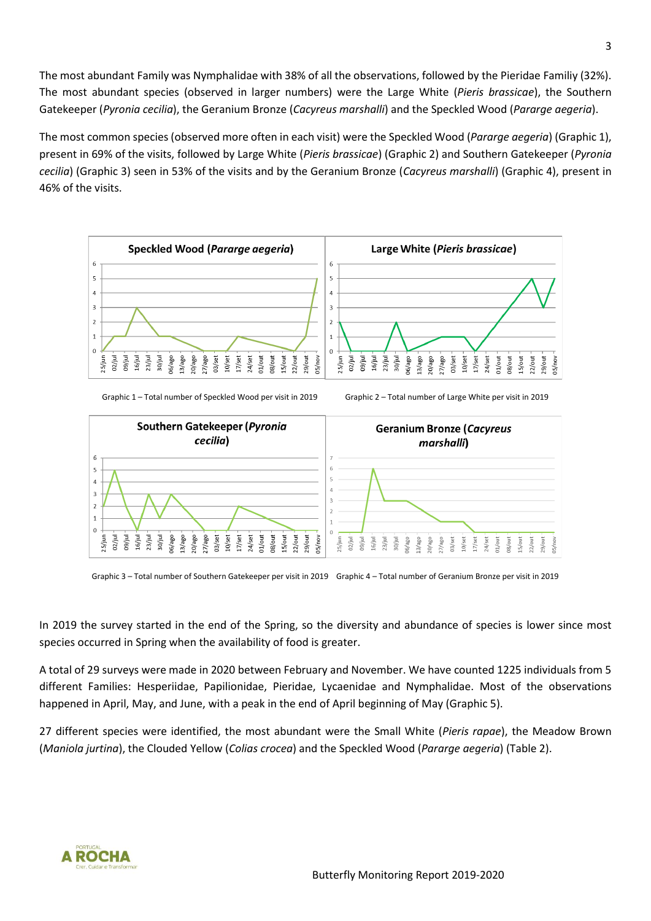The most abundant Family was Nymphalidae with 38% of all the observations, followed by the Pieridae Familiy (32%). The most abundant species (observed in larger numbers) were the Large White (*Pieris brassicae*), the Southern Gatekeeper (*Pyronia cecilia*), the Geranium Bronze (*Cacyreus marshalli*) and the Speckled Wood (*Pararge aegeria*).

The most common species (observed more often in each visit) were the Speckled Wood (*Pararge aegeria*) (Graphic 1), present in 69% of the visits, followed by Large White (*Pieris brassicae*) (Graphic 2) and Southern Gatekeeper (*Pyronia cecilia*) (Graphic 3) seen in 53% of the visits and by the Geranium Bronze (*Cacyreus marshalli*) (Graphic 4), present in 46% of the visits.

Graphic 1 – Total number of Speckled Wood per visit in 2019

Graphic 2 – Total number of Large White per visit in 2019

Graphic 3 – Total number of Southern Gatekeeper per visit in 2019

Graphic 4 – Total number of Geranium Bronze per visit in 2019

In 2019 the survey started in the end of the Spring, so the diversity and abundance of species is lower since most species occurred in Spring when the availability of food is greater.

A total of 29 surveys were made in 2020 between February and November. We have counted 1225 individuals from 5 different Families: Hesperiidae, Papilionidae, Pieridae, Lycaenidae and Nymphalidae. Most of the observations happened in April, May, and June, with a peak in the end of April beginning of May (Graphic 5).

27 different species were identified, the most abundant were the Small White (*Pieris rapae*), the Meadow Brown (*Maniola jurtina*), the Clouded Yellow (*Colias crocea*) and the Speckled Wood (*Pararge aegeria*) (Table 2).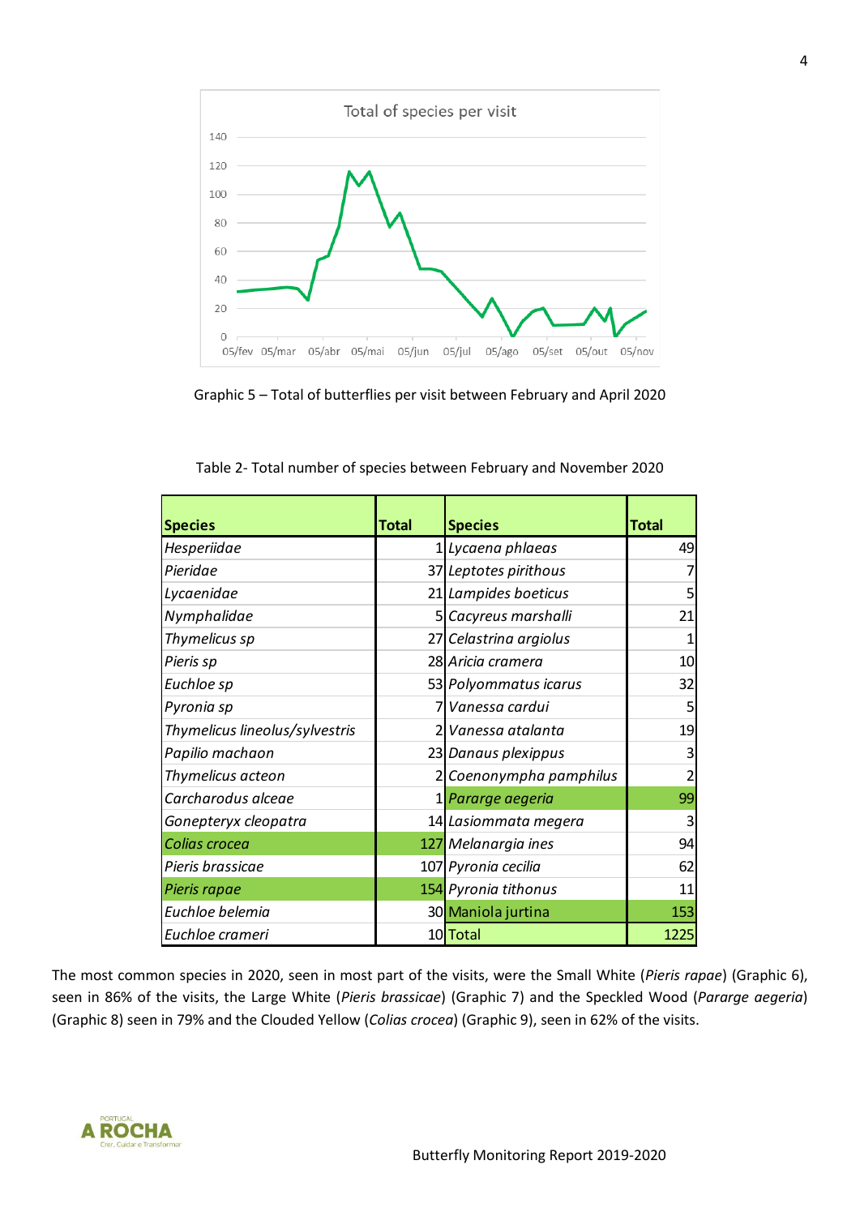Graphic 5 – Total of butterflies per visit between February and April 2020

Table 2- Total number of species between February and November 2020

| Species | Total | Species | Total |
|---|---|---|---|
| *Hesperiidae* | 1 | *Lycaena phlaeas* | 49 |
| *Pieridae* | 37 | *Leptotes pirithous* | 7 |
| *Lycaenidae* | 21 | *Lampides boeticus* | 5 |
| *Nymphalidae* | 5 | *Cacyreus marshalli* | 21 |
| *Thymelicus sp* | 27 | *Celastrina argiolus* | 1 |
| *Pieris sp* | 28 | *Aricia cramera* | 10 |
| *Euchloe sp* | 53 | *Polyommatus icarus* | 32 |
| *Pyronia sp* | 7 | *Vanessa cardui* | 5 |
| *Thymelicus lineolus/sylvestris* | 2 | *Vanessa atalanta* | 19 |
| *Papilio machaon* | 23 | *Danaus plexippus* | 3 |
| *Thymelicus acteon* | 2 | *Coenonympha pamphilus* | 2 |
| *Carcharodus alceae* | 1 | *Pararge aegeria* | 99 |
| *Gonepteryx cleopatra* | 14 | *Lasiommata megera* | 3 |
| *Colias crocea* | 127 | *Melanargia ines* | 94 |
| *Pieris brassicae* | 107 | *Pyronia cecilia* | 62 |
| *Pieris rapae* | 154 | *Pyronia tithonus* | 11 |
| *Euchloe belemia* | 30 | Maniola jurtina | 153 |
| *Euchloe crameri* | 10 | Total | 1225 |

The most common species in 2020, seen in most part of the visits, were the Small White (*Pieris rapae*) (Graphic 6), seen in 86% of the visits, the Large White (*Pieris brassicae*) (Graphic 7) and the Speckled Wood (*Pararge aegeria*) (Graphic 8) seen in 79% and the Clouded Yellow (*Colias crocea*) (Graphic 9), seen in 62% of the visits.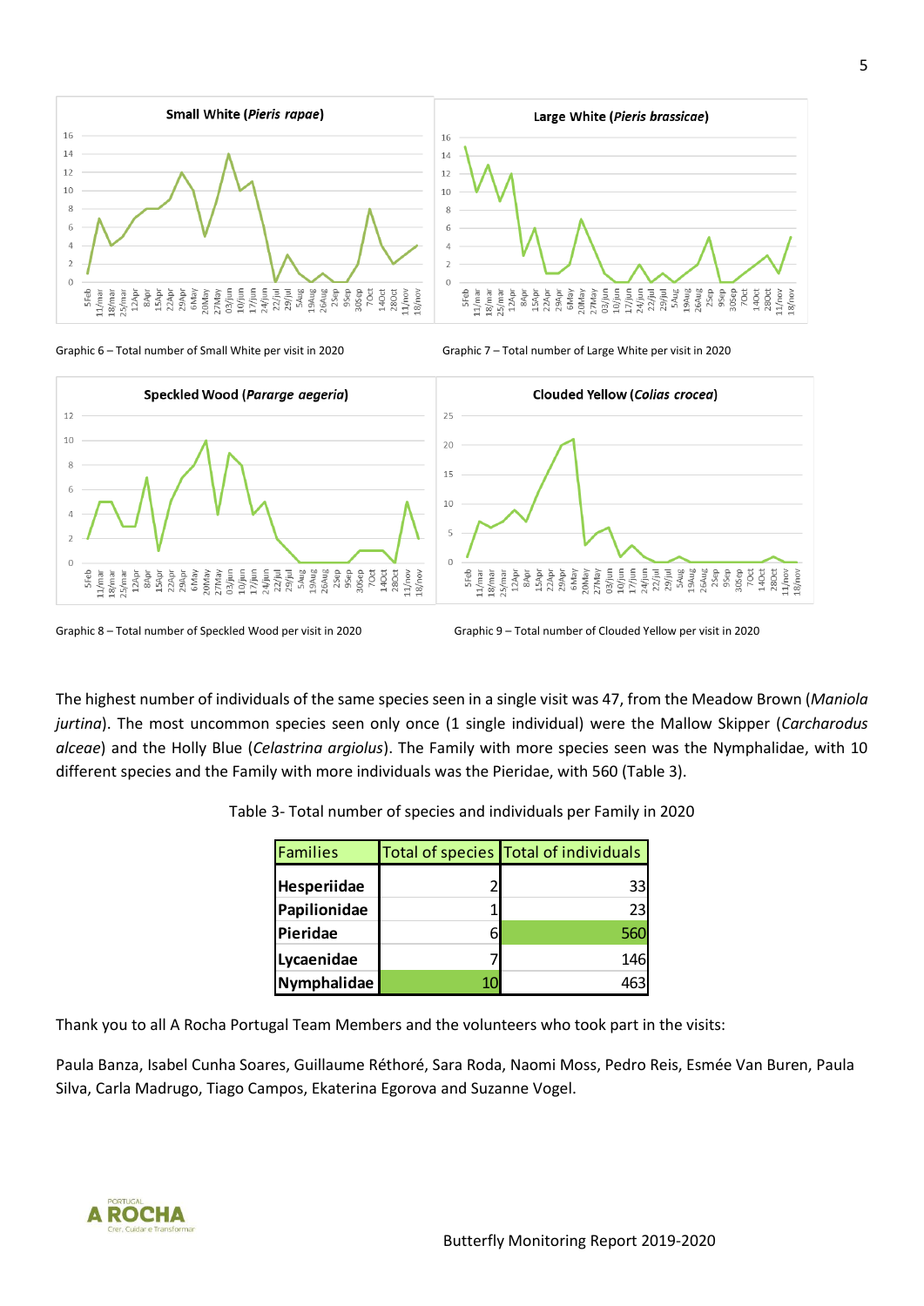Small White (*Pieris rapae*)

16
14
12
10
8
6
4
2
0

5Feb 11/mar 18/mar 25/mar 12Apr 8Apr 15Apr 22Apr 29Apr 6May 20May 27May 03/jun 10/jun 17/jun 24/jun 22/jul 29/jul 5Aug 19Aug 26Aug 2Sep 9Sep 30Sep 7Oct 14Oct 28Oct 11/nov 18/nov

Graphic 6 – Total number of Small White per visit in 2020

Large White (*Pieris brassicae*)

16
14
12
10
8
6
4
2
0

5Feb 11/mar 18/mar 25/mar 12Apr 8Apr 15Apr 22Apr 29Apr 6May 20May 27May 03/jun 10/jun 17/jun 24/jun 22/jul 29/jul 5Aug 19Aug 26Aug 2Sep 9Sep 30Sep 7Oct 14Oct 28Oct 11/nov 18/nov

Graphic 7 – Total number of Large White per visit in 2020

Speckled Wood (*Pararge aegeria*)

12
10
8
6
4
2
0

5Feb 11/mar 18/mar 25/mar 12Apr 8Apr 15Apr 22Apr 29Apr 6May 20May 27May 03/jun 10/jun 17/jun 24/jun 22/jul 29/jul 5Aug 19Aug 26Aug 2Sep 9Sep 30Sep 7Oct 14Oct 28Oct 11/nov 18/nov

Graphic 8 – Total number of Speckled Wood per visit in 2020

Clouded Yellow (*Colias crocea*)

25
20
15
10
5
0

5Feb 11/mar 18/mar 25/mar 12Apr 8Apr 15Apr 22Apr 29Apr 6May 20May 27May 03/jun 10/jun 17/jun 24/jun 22/jul 29/jul 5Aug 19Aug 26Aug 2Sep 9Sep 30Sep 7Oct 14Oct 28Oct 11/nov 18/nov

Graphic 9 – Total number of Clouded Yellow per visit in 2020

The highest number of individuals of the same species seen in a single visit was 47, from the Meadow Brown (*Maniola jurtina*). The most uncommon species seen only once (1 single individual) were the Mallow Skipper (*Carcharodus alceae*) and the Holly Blue (*Celastrina argiolus*). The Family with more species seen was the Nymphalidae, with 10 different species and the Family with more individuals was the Pieridae, with 560 (Table 3).

Table 3- Total number of species and individuals per Family in 2020

| Families | Total of species | Total of individuals |
|---|---|---|
| **Hesperiidae** | 2 | 33 |
| **Papilionidae** | 1 | 23 |
| **Pieridae** | 6 | 560 |
| **Lycaenidae** | 7 | 146 |
| **Nymphalidae** | 10 | 463 |

Thank you to all A Rocha Portugal Team Members and the volunteers who took part in the visits:

Paula Banza, Isabel Cunha Soares, Guillaume Réthoré, Sara Roda, Naomi Moss, Pedro Reis, Esmée Van Buren, Paula Silva, Carla Madrugo, Tiago Campos, Ekaterina Egorova and Suzanne Vogel.